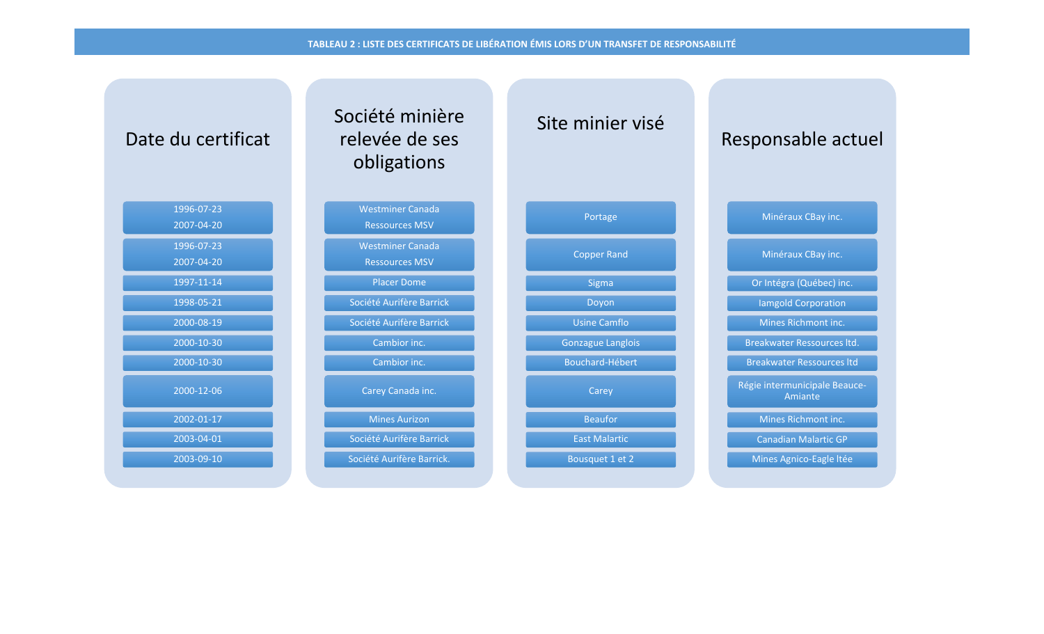**TABLEAU 2 : LISTE DES CERTIFICATS DE LIBÉRATION ÉMIS LORS D'UN TRANSFET DE RESPONSABILITÉ**

| Date du certificat | Société minière relevée de ses obligations | Site minier visé | Responsable actuel |
|---|---|---|---|
| 1996-07-23<br>2007-04-20 | Westminer Canada<br>Ressources MSV | Portage | Minéraux CBay inc. |
| 1996-07-23<br>2007-04-20 | Westminer Canada<br>Ressources MSV | Copper Rand | Minéraux CBay inc. |
| 1997-11-14 | Placer Dome | Sigma | Or Intégra (Québec) inc. |
| 1998-05-21 | Société Aurifère Barrick | Doyon | Iamgold Corporation |
| 2000-08-19 | Société Aurifère Barrick | Usine Camflo | Mines Richmont inc. |
| 2000-10-30 | Cambior inc. | Gonzague Langlois | Breakwater Ressources ltd. |
| 2000-10-30 | Cambior inc. | Bouchard-Hébert | Breakwater Ressources ltd |
| 2000-12-06 | Carey Canada inc. | Carey | Régie intermunicipale Beauce-Amiante |
| 2002-01-17 | Mines Aurizon | Beaufor | Mines Richmont inc. |
| 2003-04-01 | Société Aurifère Barrick | East Malartic | Canadian Malartic GP |
| 2003-09-10 | Société Aurifère Barrick. | Bousquet 1 et 2 | Mines Agnico-Eagle ltée |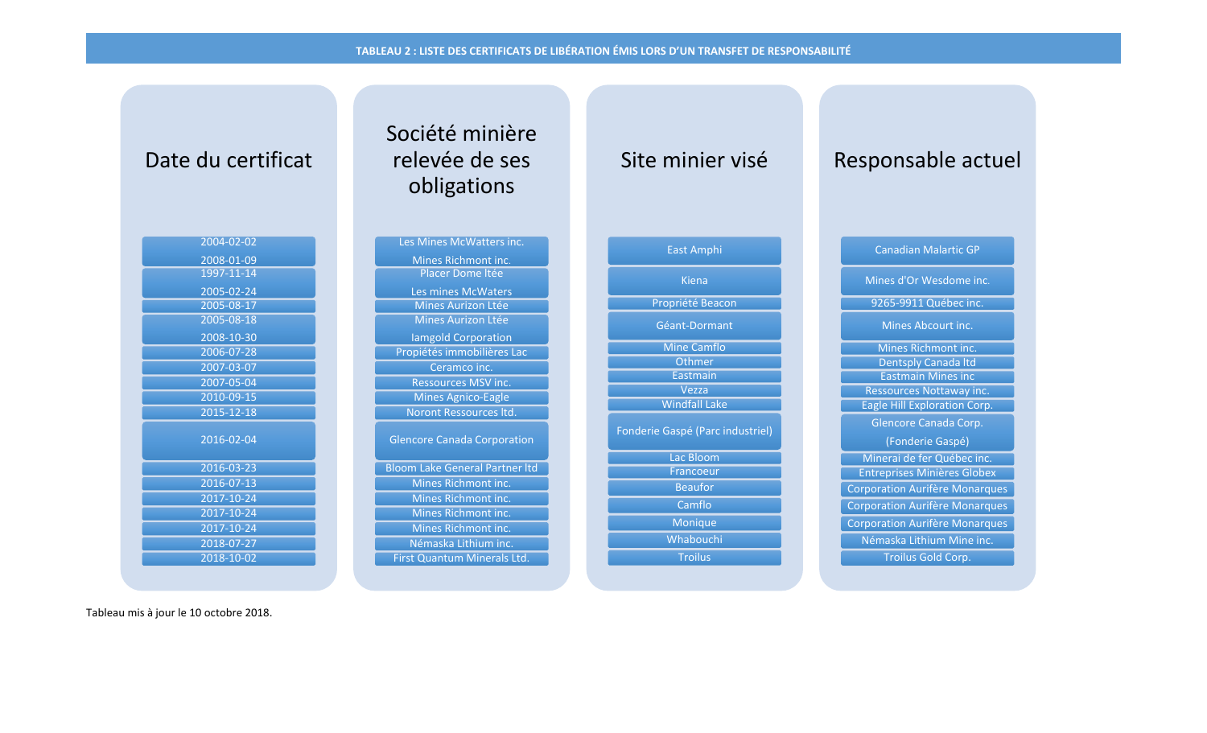**TABLEAU 2 : LISTE DES CERTIFICATS DE LIBÉRATION ÉMIS LORS D'UN TRANSFET DE RESPONSABILITÉ**

| Date du certificat | Société minière relevée de ses obligations | Site minier visé | Responsable actuel |
|---|---|---|---|
| 2004-02-02<br>2008-01-09 | Les Mines McWatters inc.<br>Mines Richmont inc. | East Amphi | Canadian Malartic GP |
| 1997-11-14<br>2005-02-24 | Placer Dome ltée<br>Les mines McWaters | Kiena | Mines d'Or Wesdome inc. |
| 2005-08-17 | Mines Aurizon Ltée | Propriété Beacon | 9265-9911 Québec inc. |
| 2005-08-18<br>2008-10-30 | Mines Aurizon Ltée<br>Iamgold Corporation | Géant-Dormant | Mines Abcourt inc. |
| 2006-07-28 | Propiétés immobilières Lac | Mine Camflo | Mines Richmont inc. |
| 2007-03-07 | Ceramco inc. | Othmer | Dentsply Canada ltd |
| 2007-05-04 | Ressources MSV inc. | Eastmain | Eastmain Mines inc |
| 2010-09-15 | Mines Agnico-Eagle | Vezza | Ressources Nottaway inc. |
| 2015-12-18 | Noront Ressources ltd. | Windfall Lake | Eagle Hill Exploration Corp. |
| 2016-02-04 | Glencore Canada Corporation | Fonderie Gaspé (Parc industriel) | Glencore Canada Corp.<br>(Fonderie Gaspé) |
| 2016-03-23 | Bloom Lake General Partner ltd | Lac Bloom | Minerai de fer Québec inc. |
| 2016-07-13 | Mines Richmont inc. | Francoeur | Entreprises Minières Globex |
| 2017-10-24 | Mines Richmont inc. | Beaufor | Corporation Aurifère Monarques |
| 2017-10-24 | Mines Richmont inc. | Camflo | Corporation Aurifère Monarques |
| 2017-10-24 | Mines Richmont inc. | Monique | Corporation Aurifère Monarques |
| 2018-07-27 | Némaska Lithium inc. | Whabouchi | Némaska Lithium Mine inc. |
| 2018-10-02 | First Quantum Minerals Ltd. | Troilus | Troilus Gold Corp. |

Tableau mis à jour le 10 octobre 2018.